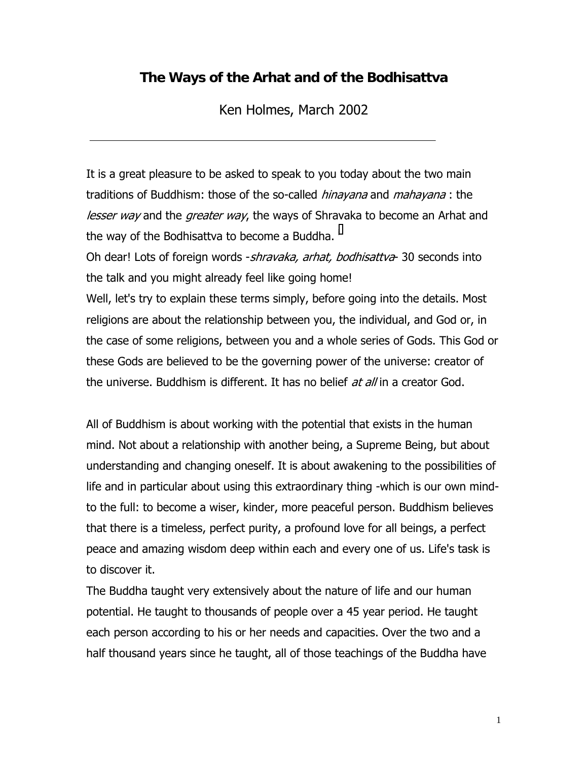# The Ways of the Arhat and of the Bodhisattva

Ken Holmes, March 2002

---

It is a great pleasure to be asked to speak to you today about the two main traditions of Buddhism: those of the so-called *hinayana* and *mahayana* : the *lesser way* and the *greater way*, the ways of Shravaka to become an Arhat and the way of the Bodhisattva to become a Buddha.

Oh dear! Lots of foreign words -*shravaka, arhat, bodhisattva*- 30 seconds into the talk and you might already feel like going home!

Well, let's try to explain these terms simply, before going into the details. Most religions are about the relationship between you, the individual, and God or, in the case of some religions, between you and a whole series of Gods. This God or these Gods are believed to be the governing power of the universe: creator of the universe. Buddhism is different. It has no belief *at all* in a creator God.

All of Buddhism is about working with the potential that exists in the human mind. Not about a relationship with another being, a Supreme Being, but about understanding and changing oneself. It is about awakening to the possibilities of life and in particular about using this extraordinary thing -which is our own mind- to the full: to become a wiser, kinder, more peaceful person. Buddhism believes that there is a timeless, perfect purity, a profound love for all beings, a perfect peace and amazing wisdom deep within each and every one of us. Life's task is to discover it.

The Buddha taught very extensively about the nature of life and our human potential. He taught to thousands of people over a 45 year period. He taught each person according to his or her needs and capacities. Over the two and a half thousand years since he taught, all of those teachings of the Buddha have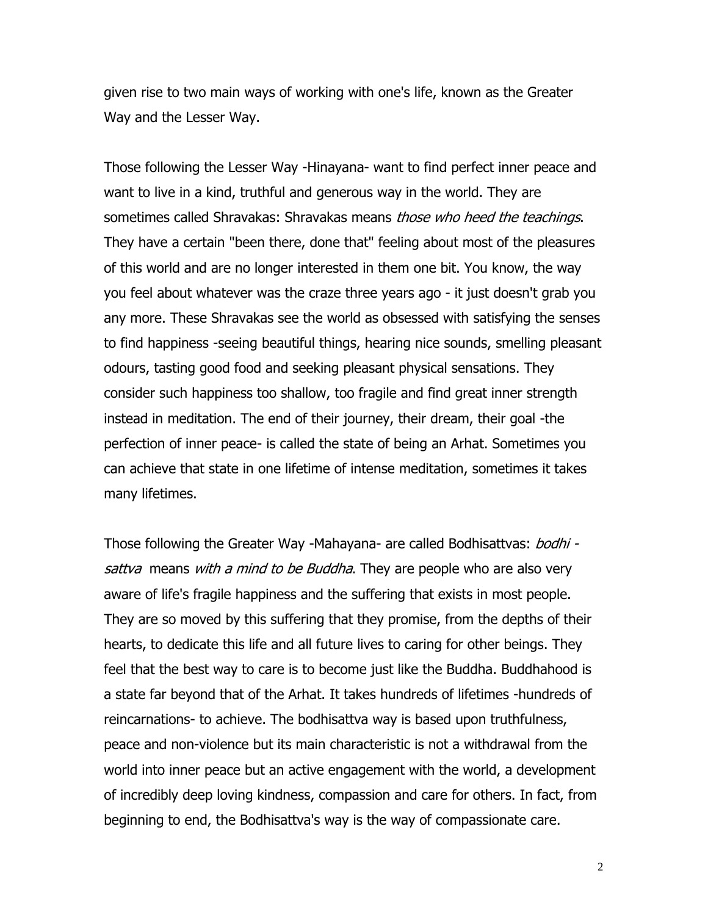given rise to two main ways of working with one's life, known as the Greater Way and the Lesser Way.

Those following the Lesser Way -Hinayana- want to find perfect inner peace and want to live in a kind, truthful and generous way in the world. They are sometimes called Shravakas: Shravakas means *those who heed the teachings*. They have a certain "been there, done that" feeling about most of the pleasures of this world and are no longer interested in them one bit. You know, the way you feel about whatever was the craze three years ago - it just doesn't grab you any more. These Shravakas see the world as obsessed with satisfying the senses to find happiness -seeing beautiful things, hearing nice sounds, smelling pleasant odours, tasting good food and seeking pleasant physical sensations. They consider such happiness too shallow, too fragile and find great inner strength instead in meditation. The end of their journey, their dream, their goal -the perfection of inner peace- is called the state of being an Arhat. Sometimes you can achieve that state in one lifetime of intense meditation, sometimes it takes many lifetimes.

Those following the Greater Way -Mahayana- are called Bodhisattvas: *bodhi - sattva* means *with a mind to be Buddha*. They are people who are also very aware of life's fragile happiness and the suffering that exists in most people. They are so moved by this suffering that they promise, from the depths of their hearts, to dedicate this life and all future lives to caring for other beings. They feel that the best way to care is to become just like the Buddha. Buddhahood is a state far beyond that of the Arhat. It takes hundreds of lifetimes -hundreds of reincarnations- to achieve. The bodhisattva way is based upon truthfulness, peace and non-violence but its main characteristic is not a withdrawal from the world into inner peace but an active engagement with the world, a development of incredibly deep loving kindness, compassion and care for others. In fact, from beginning to end, the Bodhisattva's way is the way of compassionate care.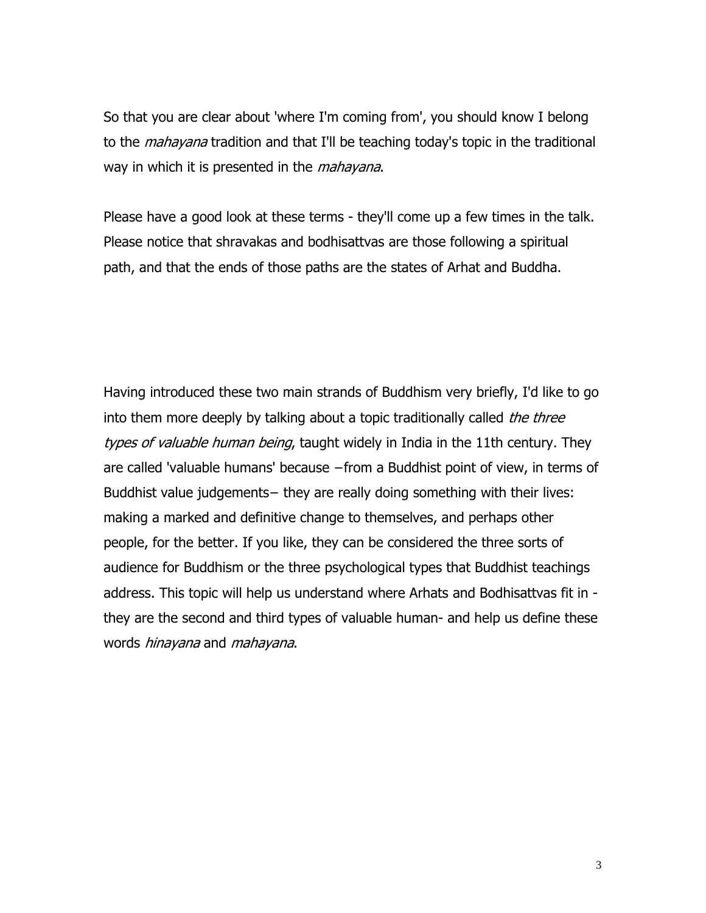So that you are clear about 'where I'm coming from', you should know I belong to the *mahayana* tradition and that I'll be teaching today's topic in the traditional way in which it is presented in the *mahayana*.

Please have a good look at these terms - they'll come up a few times in the talk. Please notice that shravakas and bodhisattvas are those following a spiritual path, and that the ends of those paths are the states of Arhat and Buddha.

Having introduced these two main strands of Buddhism very briefly, I'd like to go into them more deeply by talking about a topic traditionally called *the three types of valuable human being*, taught widely in India in the 11th century. They are called 'valuable humans' because –from a Buddhist point of view, in terms of Buddhist value judgements– they are really doing something with their lives: making a marked and definitive change to themselves, and perhaps other people, for the better. If you like, they can be considered the three sorts of audience for Buddhism or the three psychological types that Buddhist teachings address. This topic will help us understand where Arhats and Bodhisattvas fit in - they are the second and third types of valuable human- and help us define these words *hinayana* and *mahayana*.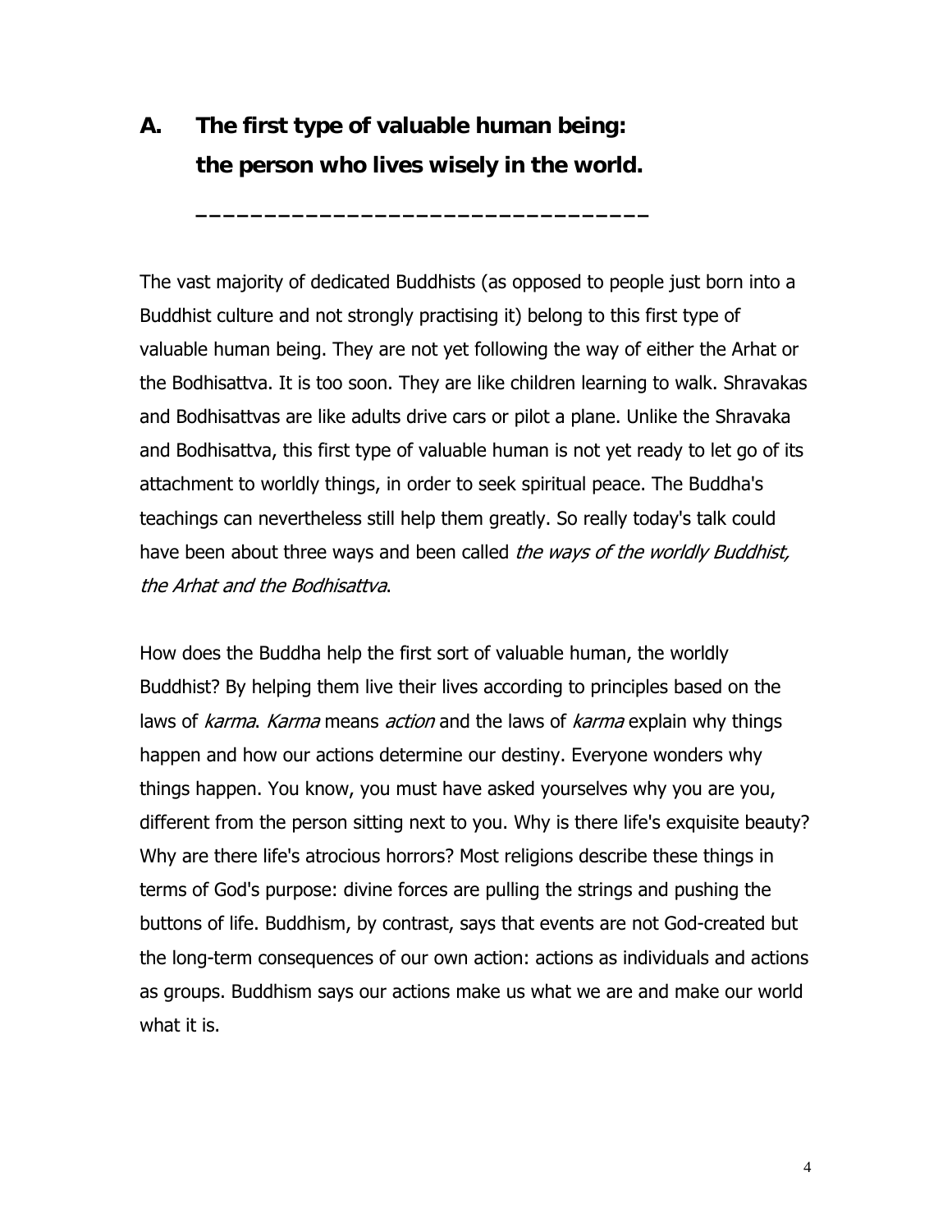## A. The first type of valuable human being: the person who lives wisely in the world.

---

The vast majority of dedicated Buddhists (as opposed to people just born into a Buddhist culture and not strongly practising it) belong to this first type of valuable human being. They are not yet following the way of either the Arhat or the Bodhisattva. It is too soon. They are like children learning to walk. Shravakas and Bodhisattvas are like adults drive cars or pilot a plane. Unlike the Shravaka and Bodhisattva, this first type of valuable human is not yet ready to let go of its attachment to worldly things, in order to seek spiritual peace. The Buddha's teachings can nevertheless still help them greatly. So really today's talk could have been about three ways and been called *the ways of the worldly Buddhist, the Arhat and the Bodhisattva*.

How does the Buddha help the first sort of valuable human, the worldly Buddhist? By helping them live their lives according to principles based on the laws of *karma*. *Karma* means *action* and the laws of *karma* explain why things happen and how our actions determine our destiny. Everyone wonders why things happen. You know, you must have asked yourselves why you are you, different from the person sitting next to you. Why is there life's exquisite beauty? Why are there life's atrocious horrors? Most religions describe these things in terms of God's purpose: divine forces are pulling the strings and pushing the buttons of life. Buddhism, by contrast, says that events are not God-created but the long-term consequences of our own action: actions as individuals and actions as groups. Buddhism says our actions make us what we are and make our world what it is.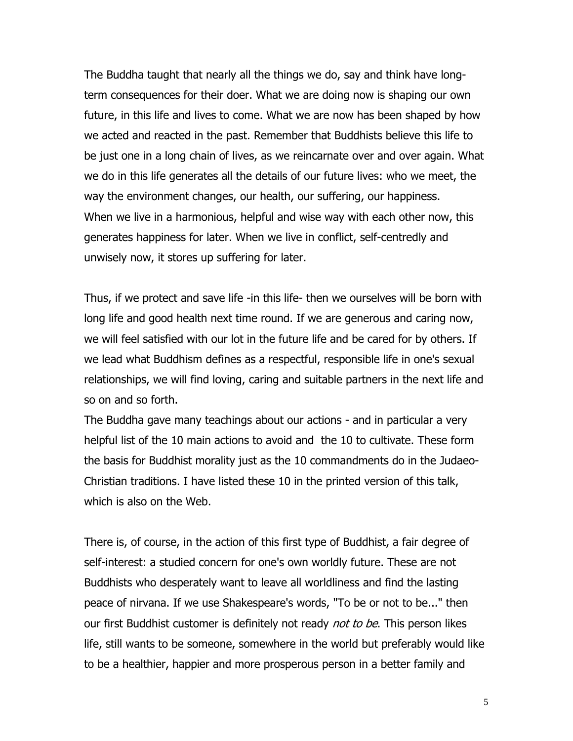The Buddha taught that nearly all the things we do, say and think have long-term consequences for their doer. What we are doing now is shaping our own future, in this life and lives to come. What we are now has been shaped by how we acted and reacted in the past. Remember that Buddhists believe this life to be just one in a long chain of lives, as we reincarnate over and over again. What we do in this life generates all the details of our future lives: who we meet, the way the environment changes, our health, our suffering, our happiness.
When we live in a harmonious, helpful and wise way with each other now, this generates happiness for later. When we live in conflict, self-centredly and unwisely now, it stores up suffering for later.

Thus, if we protect and save life -in this life- then we ourselves will be born with long life and good health next time round. If we are generous and caring now, we will feel satisfied with our lot in the future life and be cared for by others. If we lead what Buddhism defines as a respectful, responsible life in one's sexual relationships, we will find loving, caring and suitable partners in the next life and so on and so forth.
The Buddha gave many teachings about our actions - and in particular a very helpful list of the 10 main actions to avoid and the 10 to cultivate. These form the basis for Buddhist morality just as the 10 commandments do in the Judaeo-Christian traditions. I have listed these 10 in the printed version of this talk, which is also on the Web.

There is, of course, in the action of this first type of Buddhist, a fair degree of self-interest: a studied concern for one's own worldly future. These are not Buddhists who desperately want to leave all worldliness and find the lasting peace of nirvana. If we use Shakespeare's words, "To be or not to be..." then our first Buddhist customer is definitely not ready *not to be*. This person likes life, still wants to be someone, somewhere in the world but preferably would like to be a healthier, happier and more prosperous person in a better family and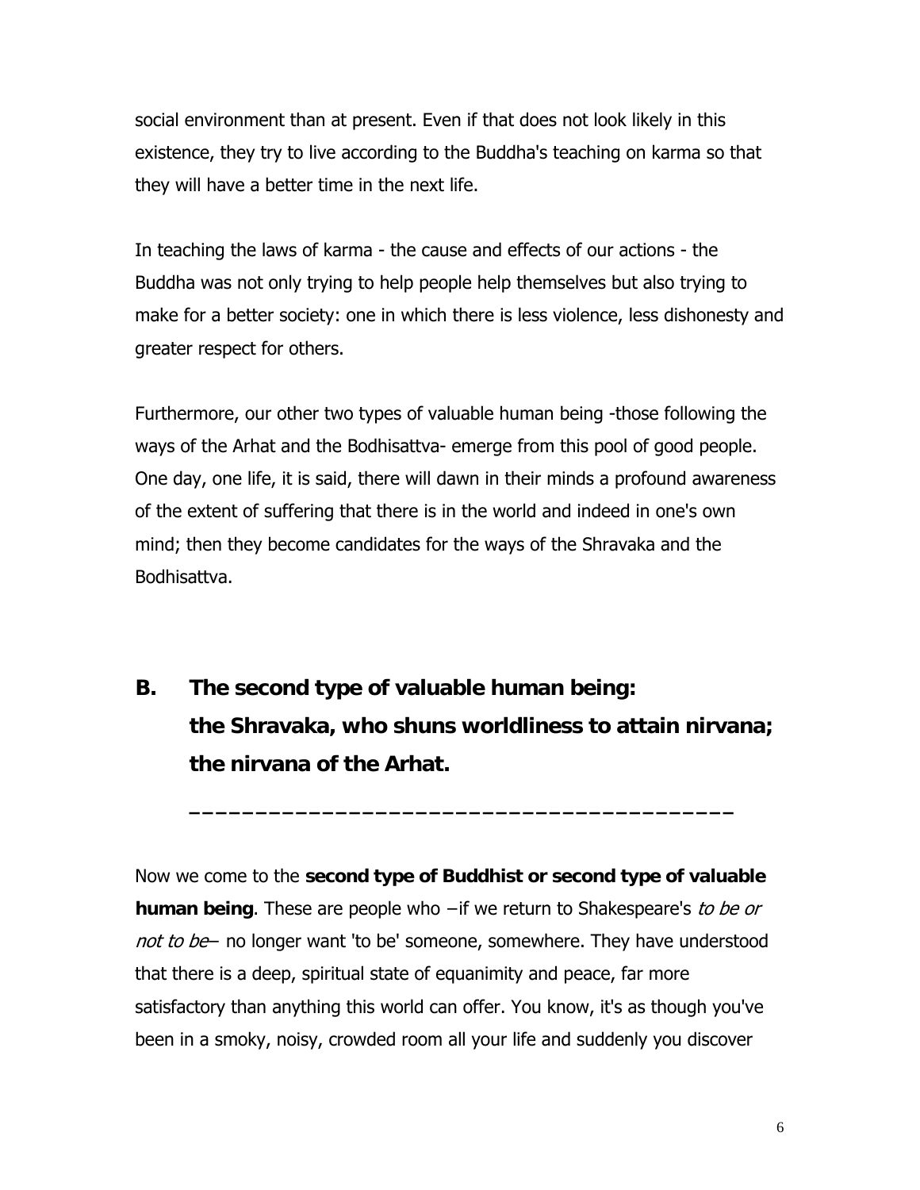social environment than at present. Even if that does not look likely in this existence, they try to live according to the Buddha's teaching on karma so that they will have a better time in the next life.

In teaching the laws of karma - the cause and effects of our actions - the Buddha was not only trying to help people help themselves but also trying to make for a better society: one in which there is less violence, less dishonesty and greater respect for others.

Furthermore, our other two types of valuable human being -those following the ways of the Arhat and the Bodhisattva- emerge from this pool of good people. One day, one life, it is said, there will dawn in their minds a profound awareness of the extent of suffering that there is in the world and indeed in one's own mind; then they become candidates for the ways of the Shravaka and the Bodhisattva.

## B. The second type of valuable human being: the Shravaka, who shuns worldliness to attain nirvana; the nirvana of the Arhat.

---

Now we come to the **second type of Buddhist or second type of valuable human being**. These are people who –if we return to Shakespeare's *to be or not to be*– no longer want 'to be' someone, somewhere. They have understood that there is a deep, spiritual state of equanimity and peace, far more satisfactory than anything this world can offer. You know, it's as though you've been in a smoky, noisy, crowded room all your life and suddenly you discover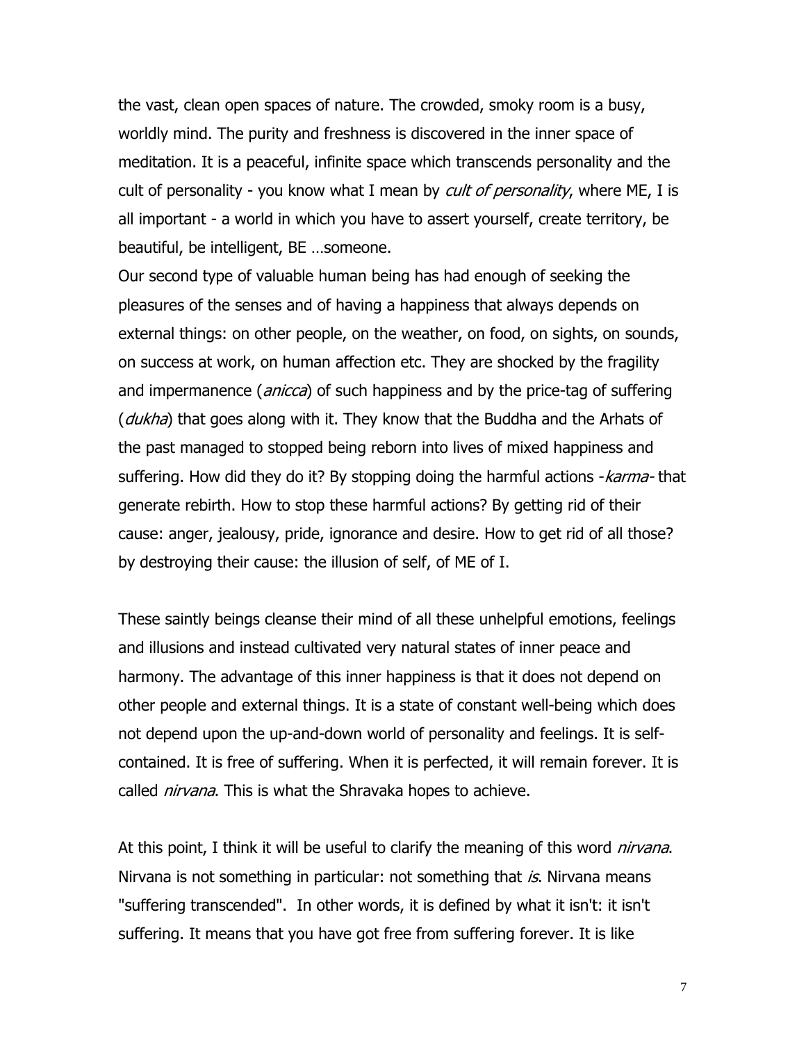the vast, clean open spaces of nature. The crowded, smoky room is a busy, worldly mind. The purity and freshness is discovered in the inner space of meditation. It is a peaceful, infinite space which transcends personality and the cult of personality - you know what I mean by *cult of personality*, where ME, I is all important - a world in which you have to assert yourself, create territory, be beautiful, be intelligent, BE …someone.

Our second type of valuable human being has had enough of seeking the pleasures of the senses and of having a happiness that always depends on external things: on other people, on the weather, on food, on sights, on sounds, on success at work, on human affection etc. They are shocked by the fragility and impermanence (*anicca*) of such happiness and by the price-tag of suffering (*dukha*) that goes along with it. They know that the Buddha and the Arhats of the past managed to stopped being reborn into lives of mixed happiness and suffering. How did they do it? By stopping doing the harmful actions -*karma*- that generate rebirth. How to stop these harmful actions? By getting rid of their cause: anger, jealousy, pride, ignorance and desire. How to get rid of all those? by destroying their cause: the illusion of self, of ME of I.

These saintly beings cleanse their mind of all these unhelpful emotions, feelings and illusions and instead cultivated very natural states of inner peace and harmony. The advantage of this inner happiness is that it does not depend on other people and external things. It is a state of constant well-being which does not depend upon the up-and-down world of personality and feelings. It is self-contained. It is free of suffering. When it is perfected, it will remain forever. It is called *nirvana*. This is what the Shravaka hopes to achieve.

At this point, I think it will be useful to clarify the meaning of this word *nirvana*. Nirvana is not something in particular: not something that *is*. Nirvana means "suffering transcended". In other words, it is defined by what it isn't: it isn't suffering. It means that you have got free from suffering forever. It is like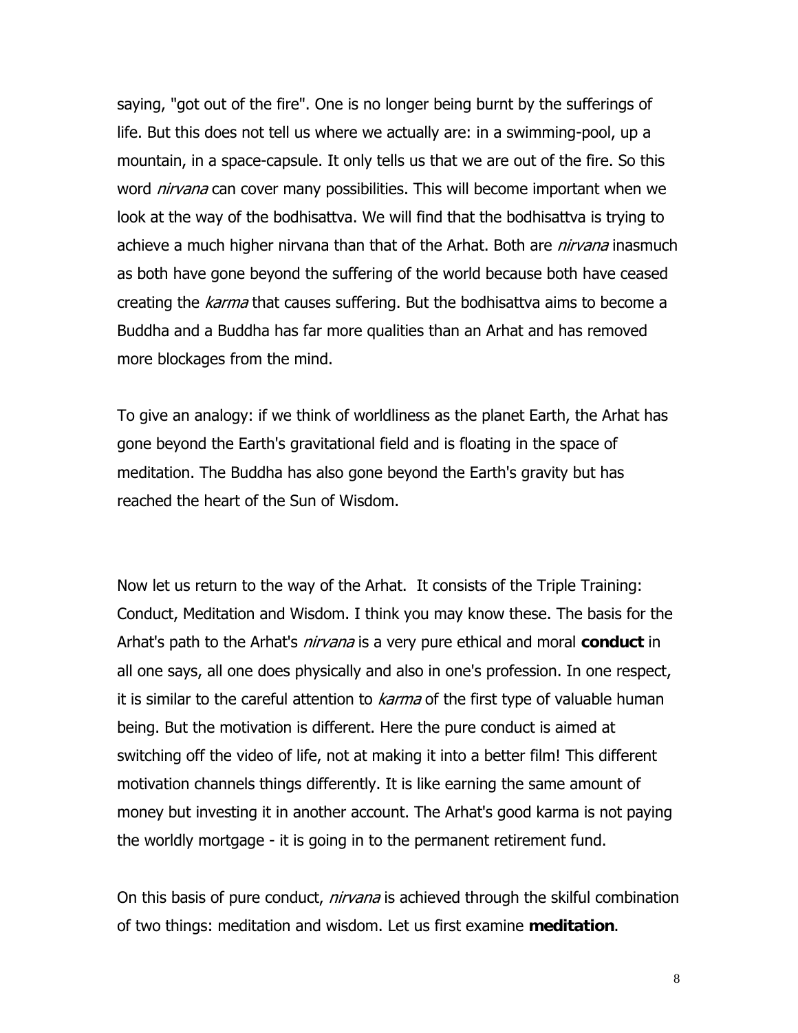saying, "got out of the fire". One is no longer being burnt by the sufferings of life. But this does not tell us where we actually are: in a swimming-pool, up a mountain, in a space-capsule. It only tells us that we are out of the fire. So this word *nirvana* can cover many possibilities. This will become important when we look at the way of the bodhisattva. We will find that the bodhisattva is trying to achieve a much higher nirvana than that of the Arhat. Both are *nirvana* inasmuch as both have gone beyond the suffering of the world because both have ceased creating the *karma* that causes suffering. But the bodhisattva aims to become a Buddha and a Buddha has far more qualities than an Arhat and has removed more blockages from the mind.

To give an analogy: if we think of worldliness as the planet Earth, the Arhat has gone beyond the Earth's gravitational field and is floating in the space of meditation. The Buddha has also gone beyond the Earth's gravity but has reached the heart of the Sun of Wisdom.

Now let us return to the way of the Arhat. It consists of the Triple Training: Conduct, Meditation and Wisdom. I think you may know these. The basis for the Arhat's path to the Arhat's *nirvana* is a very pure ethical and moral **conduct** in all one says, all one does physically and also in one's profession. In one respect, it is similar to the careful attention to *karma* of the first type of valuable human being. But the motivation is different. Here the pure conduct is aimed at switching off the video of life, not at making it into a better film! This different motivation channels things differently. It is like earning the same amount of money but investing it in another account. The Arhat's good karma is not paying the worldly mortgage - it is going in to the permanent retirement fund.

On this basis of pure conduct, *nirvana* is achieved through the skilful combination of two things: meditation and wisdom. Let us first examine **meditation**.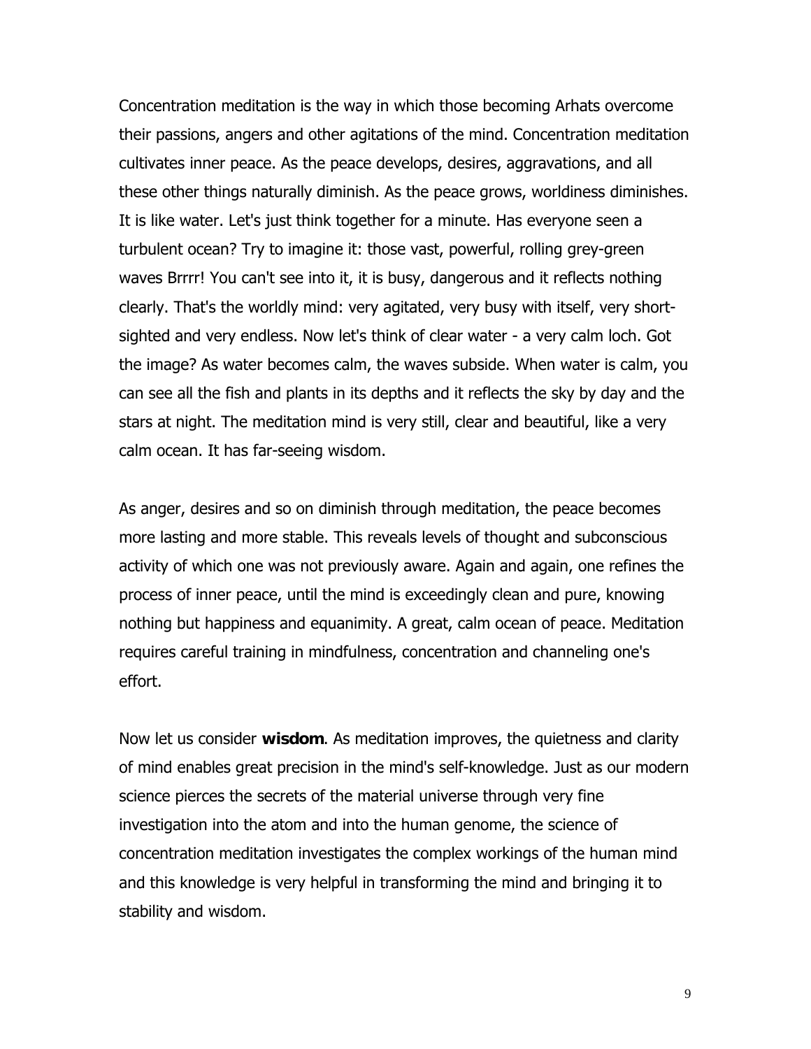Concentration meditation is the way in which those becoming Arhats overcome their passions, angers and other agitations of the mind. Concentration meditation cultivates inner peace. As the peace develops, desires, aggravations, and all these other things naturally diminish. As the peace grows, worldiness diminishes. It is like water. Let's just think together for a minute. Has everyone seen a turbulent ocean? Try to imagine it: those vast, powerful, rolling grey-green waves Brrrr! You can't see into it, it is busy, dangerous and it reflects nothing clearly. That's the worldly mind: very agitated, very busy with itself, very short-sighted and very endless. Now let's think of clear water - a very calm loch. Got the image? As water becomes calm, the waves subside. When water is calm, you can see all the fish and plants in its depths and it reflects the sky by day and the stars at night. The meditation mind is very still, clear and beautiful, like a very calm ocean. It has far-seeing wisdom.

As anger, desires and so on diminish through meditation, the peace becomes more lasting and more stable. This reveals levels of thought and subconscious activity of which one was not previously aware. Again and again, one refines the process of inner peace, until the mind is exceedingly clean and pure, knowing nothing but happiness and equanimity. A great, calm ocean of peace. Meditation requires careful training in mindfulness, concentration and channeling one's effort.

Now let us consider **wisdom**. As meditation improves, the quietness and clarity of mind enables great precision in the mind's self-knowledge. Just as our modern science pierces the secrets of the material universe through very fine investigation into the atom and into the human genome, the science of concentration meditation investigates the complex workings of the human mind and this knowledge is very helpful in transforming the mind and bringing it to stability and wisdom.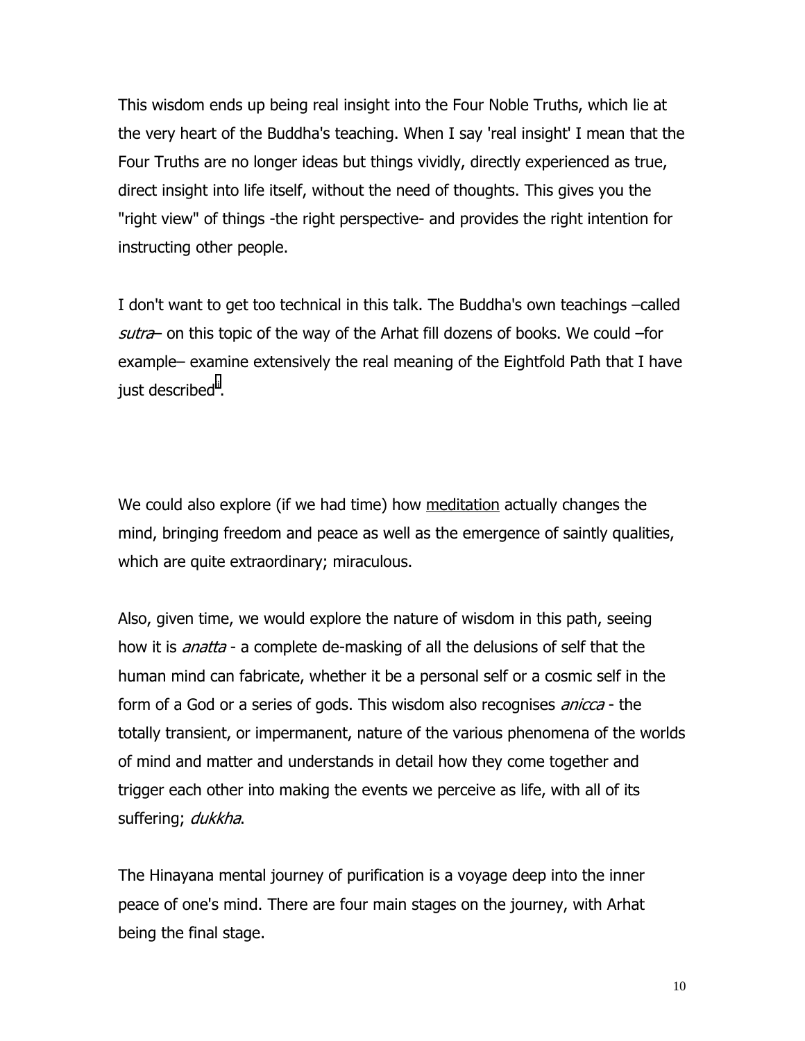This wisdom ends up being real insight into the Four Noble Truths, which lie at the very heart of the Buddha's teaching. When I say 'real insight' I mean that the Four Truths are no longer ideas but things vividly, directly experienced as true, direct insight into life itself, without the need of thoughts. This gives you the "right view" of things -the right perspective- and provides the right intention for instructing other people.

I don't want to get too technical in this talk. The Buddha's own teachings –called *sutra*– on this topic of the way of the Arhat fill dozens of books. We could –for example– examine extensively the real meaning of the Eightfold Path that I have just described[i].

We could also explore (if we had time) how meditation actually changes the mind, bringing freedom and peace as well as the emergence of saintly qualities, which are quite extraordinary; miraculous.

Also, given time, we would explore the nature of wisdom in this path, seeing how it is *anatta* - a complete de-masking of all the delusions of self that the human mind can fabricate, whether it be a personal self or a cosmic self in the form of a God or a series of gods. This wisdom also recognises *anicca* - the totally transient, or impermanent, nature of the various phenomena of the worlds of mind and matter and understands in detail how they come together and trigger each other into making the events we perceive as life, with all of its suffering; *dukkha*.

The Hinayana mental journey of purification is a voyage deep into the inner peace of one's mind. There are four main stages on the journey, with Arhat being the final stage.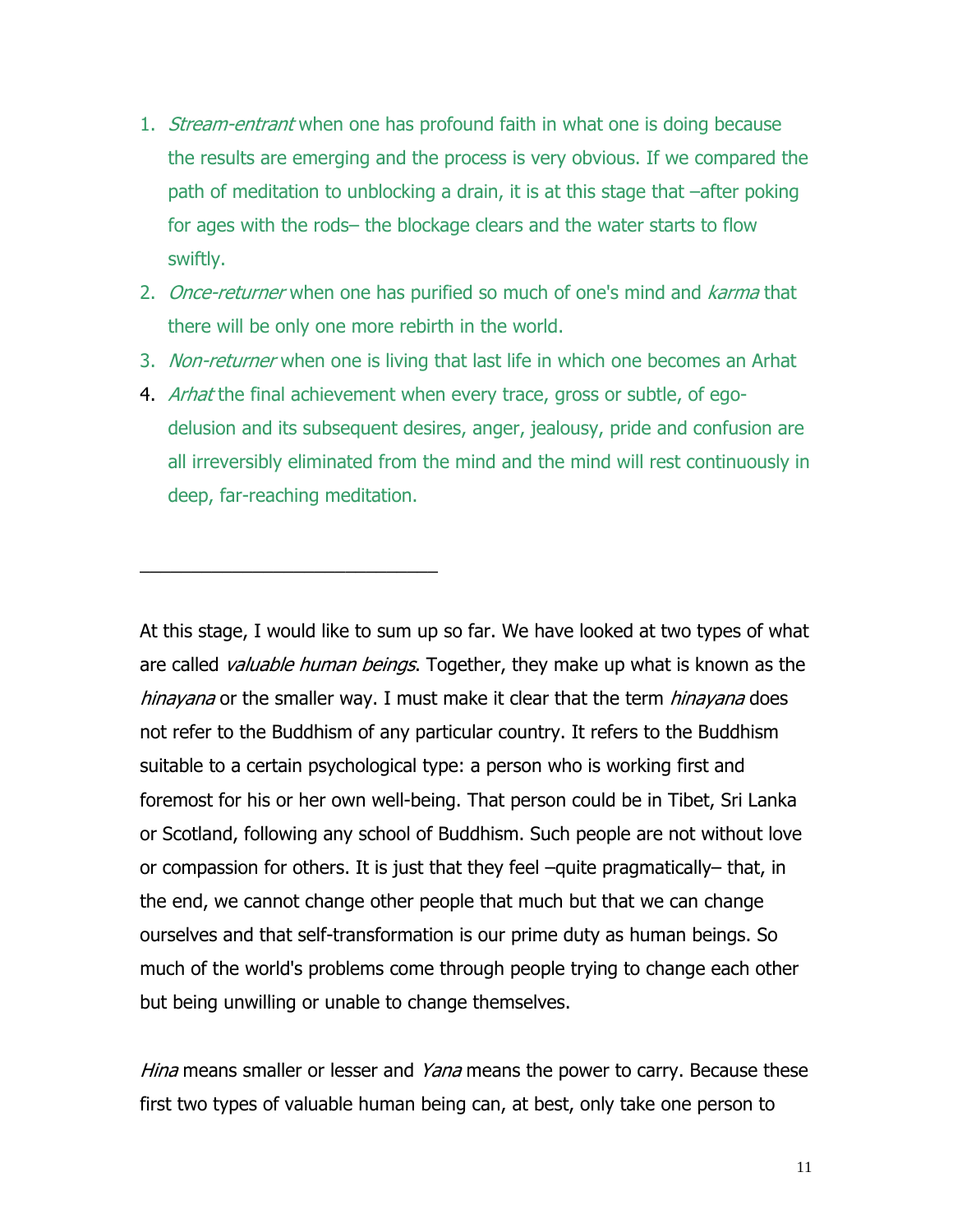1. *Stream-entrant* when one has profound faith in what one is doing because the results are emerging and the process is very obvious. If we compared the path of meditation to unblocking a drain, it is at this stage that –after poking for ages with the rods– the blockage clears and the water starts to flow swiftly.
2. *Once-returner* when one has purified so much of one's mind and *karma* that there will be only one more rebirth in the world.
3. *Non-returner* when one is living that last life in which one becomes an Arhat
4. *Arhat* the final achievement when every trace, gross or subtle, of ego-delusion and its subsequent desires, anger, jealousy, pride and confusion are all irreversibly eliminated from the mind and the mind will rest continuously in deep, far-reaching meditation.

---

At this stage, I would like to sum up so far. We have looked at two types of what are called *valuable human beings*. Together, they make up what is known as the *hinayana* or the smaller way. I must make it clear that the term *hinayana* does not refer to the Buddhism of any particular country. It refers to the Buddhism suitable to a certain psychological type: a person who is working first and foremost for his or her own well-being. That person could be in Tibet, Sri Lanka or Scotland, following any school of Buddhism. Such people are not without love or compassion for others. It is just that they feel –quite pragmatically– that, in the end, we cannot change other people that much but that we can change ourselves and that self-transformation is our prime duty as human beings. So much of the world's problems come through people trying to change each other but being unwilling or unable to change themselves.

*Hina* means smaller or lesser and *Yana* means the power to carry. Because these first two types of valuable human being can, at best, only take one person to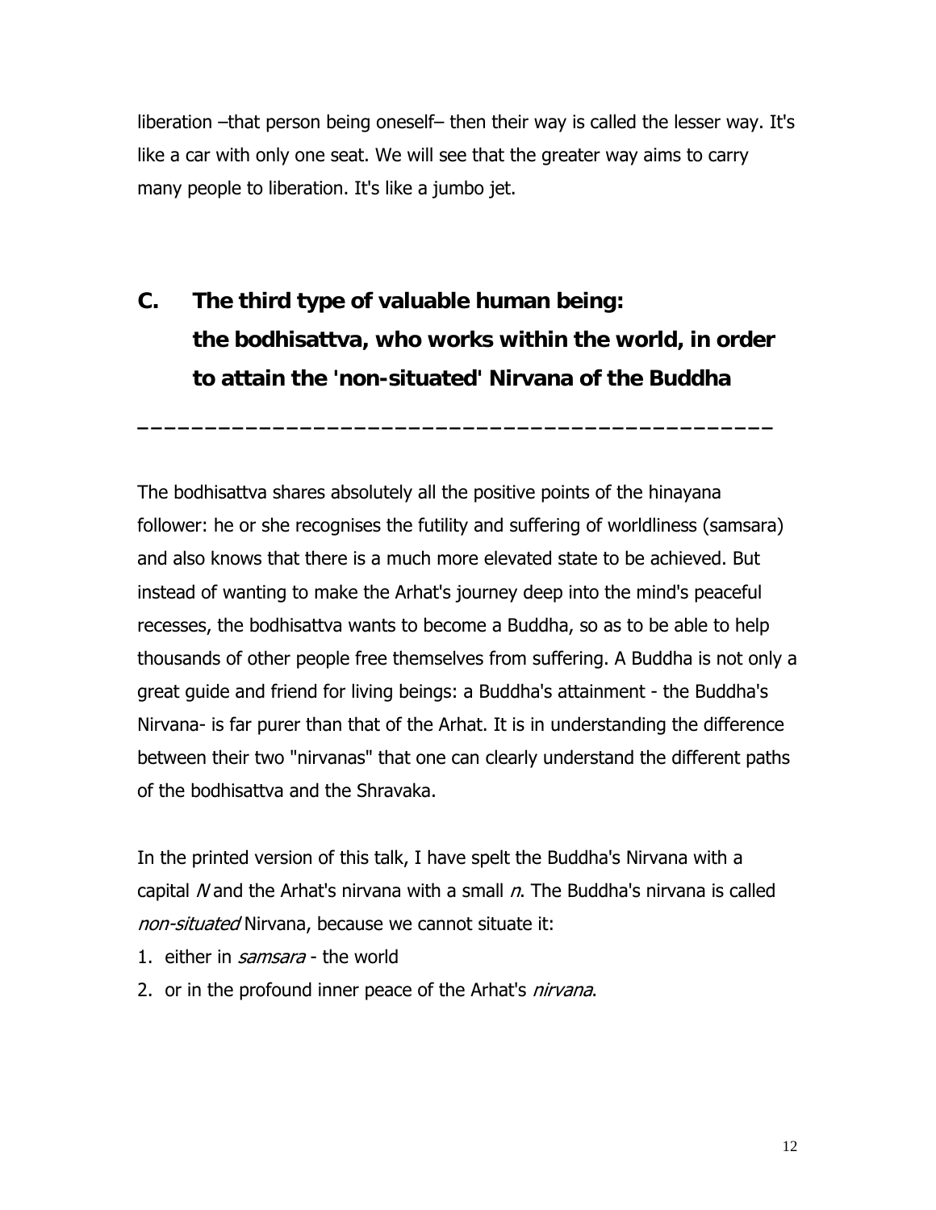liberation –that person being oneself– then their way is called the lesser way. It's like a car with only one seat. We will see that the greater way aims to carry many people to liberation. It's like a jumbo jet.

## C. The third type of valuable human being: the bodhisattva, who works within the world, in order to attain the 'non-situated' Nirvana of the Buddha

---

The bodhisattva shares absolutely all the positive points of the hinayana follower: he or she recognises the futility and suffering of worldliness (samsara) and also knows that there is a much more elevated state to be achieved. But instead of wanting to make the Arhat's journey deep into the mind's peaceful recesses, the bodhisattva wants to become a Buddha, so as to be able to help thousands of other people free themselves from suffering. A Buddha is not only a great guide and friend for living beings: a Buddha's attainment - the Buddha's Nirvana- is far purer than that of the Arhat. It is in understanding the difference between their two "nirvanas" that one can clearly understand the different paths of the bodhisattva and the Shravaka.

In the printed version of this talk, I have spelt the Buddha's Nirvana with a capital *N* and the Arhat's nirvana with a small *n*. The Buddha's nirvana is called *non-situated* Nirvana, because we cannot situate it:

1. either in *samsara* - the world
2. or in the profound inner peace of the Arhat's *nirvana*.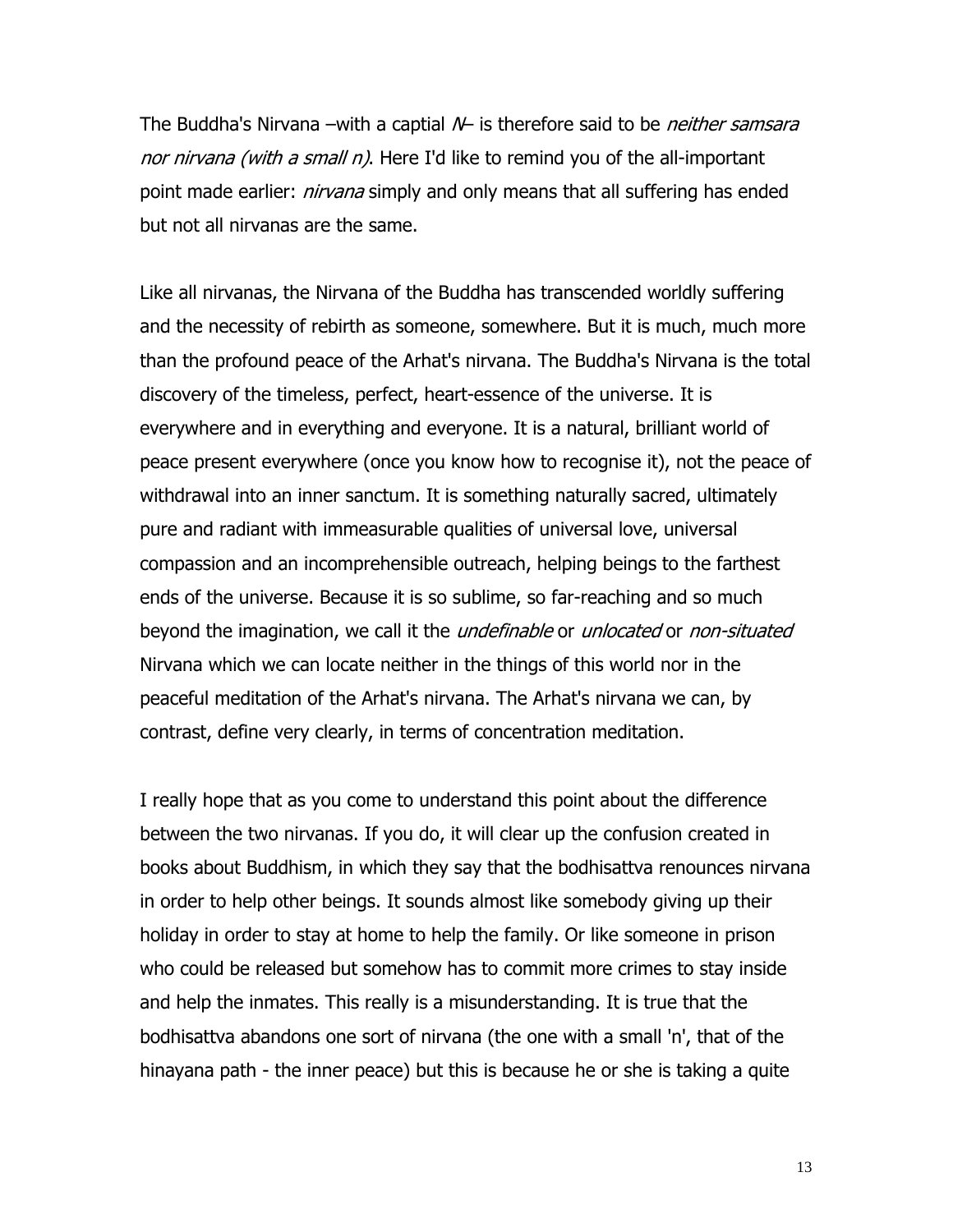The Buddha's Nirvana –with a captial *N*– is therefore said to be *neither samsara nor nirvana (with a small n)*. Here I'd like to remind you of the all-important point made earlier: *nirvana* simply and only means that all suffering has ended but not all nirvanas are the same.

Like all nirvanas, the Nirvana of the Buddha has transcended worldly suffering and the necessity of rebirth as someone, somewhere. But it is much, much more than the profound peace of the Arhat's nirvana. The Buddha's Nirvana is the total discovery of the timeless, perfect, heart-essence of the universe. It is everywhere and in everything and everyone. It is a natural, brilliant world of peace present everywhere (once you know how to recognise it), not the peace of withdrawal into an inner sanctum. It is something naturally sacred, ultimately pure and radiant with immeasurable qualities of universal love, universal compassion and an incomprehensible outreach, helping beings to the farthest ends of the universe. Because it is so sublime, so far-reaching and so much beyond the imagination, we call it the *undefinable* or *unlocated* or *non-situated* Nirvana which we can locate neither in the things of this world nor in the peaceful meditation of the Arhat's nirvana. The Arhat's nirvana we can, by contrast, define very clearly, in terms of concentration meditation.

I really hope that as you come to understand this point about the difference between the two nirvanas. If you do, it will clear up the confusion created in books about Buddhism, in which they say that the bodhisattva renounces nirvana in order to help other beings. It sounds almost like somebody giving up their holiday in order to stay at home to help the family. Or like someone in prison who could be released but somehow has to commit more crimes to stay inside and help the inmates. This really is a misunderstanding. It is true that the bodhisattva abandons one sort of nirvana (the one with a small 'n', that of the hinayana path - the inner peace) but this is because he or she is taking a quite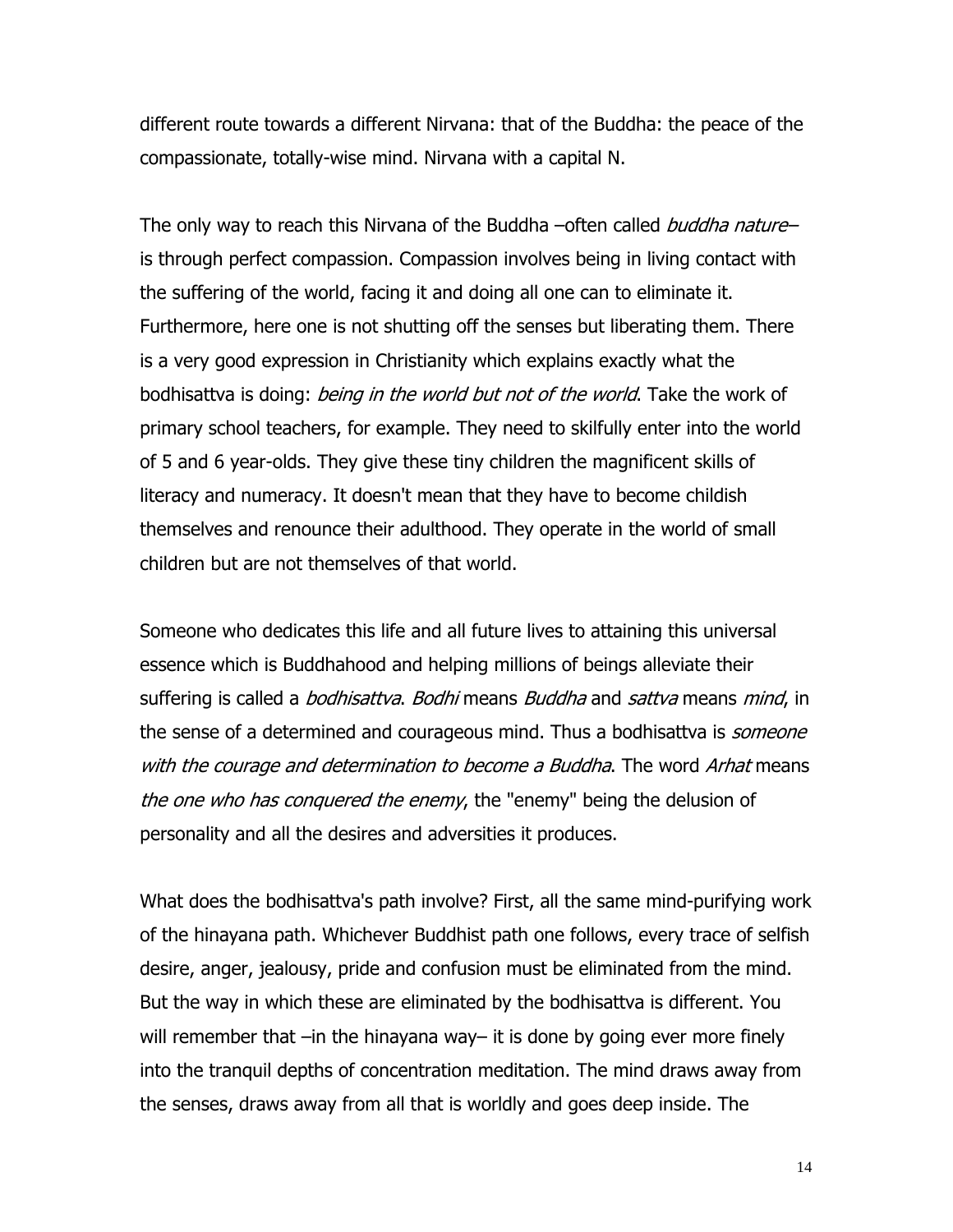different route towards a different Nirvana: that of the Buddha: the peace of the compassionate, totally-wise mind. Nirvana with a capital N.

The only way to reach this Nirvana of the Buddha –often called *buddha nature*– is through perfect compassion. Compassion involves being in living contact with the suffering of the world, facing it and doing all one can to eliminate it. Furthermore, here one is not shutting off the senses but liberating them. There is a very good expression in Christianity which explains exactly what the bodhisattva is doing: *being in the world but not of the world*. Take the work of primary school teachers, for example. They need to skilfully enter into the world of 5 and 6 year-olds. They give these tiny children the magnificent skills of literacy and numeracy. It doesn't mean that they have to become childish themselves and renounce their adulthood. They operate in the world of small children but are not themselves of that world.

Someone who dedicates this life and all future lives to attaining this universal essence which is Buddhahood and helping millions of beings alleviate their suffering is called a *bodhisattva*. *Bodhi* means *Buddha* and *sattva* means *mind*, in the sense of a determined and courageous mind. Thus a bodhisattva is *someone with the courage and determination to become a Buddha*. The word *Arhat* means *the one who has conquered the enemy*, the "enemy" being the delusion of personality and all the desires and adversities it produces.

What does the bodhisattva's path involve? First, all the same mind-purifying work of the hinayana path. Whichever Buddhist path one follows, every trace of selfish desire, anger, jealousy, pride and confusion must be eliminated from the mind. But the way in which these are eliminated by the bodhisattva is different. You will remember that –in the hinayana way– it is done by going ever more finely into the tranquil depths of concentration meditation. The mind draws away from the senses, draws away from all that is worldly and goes deep inside. The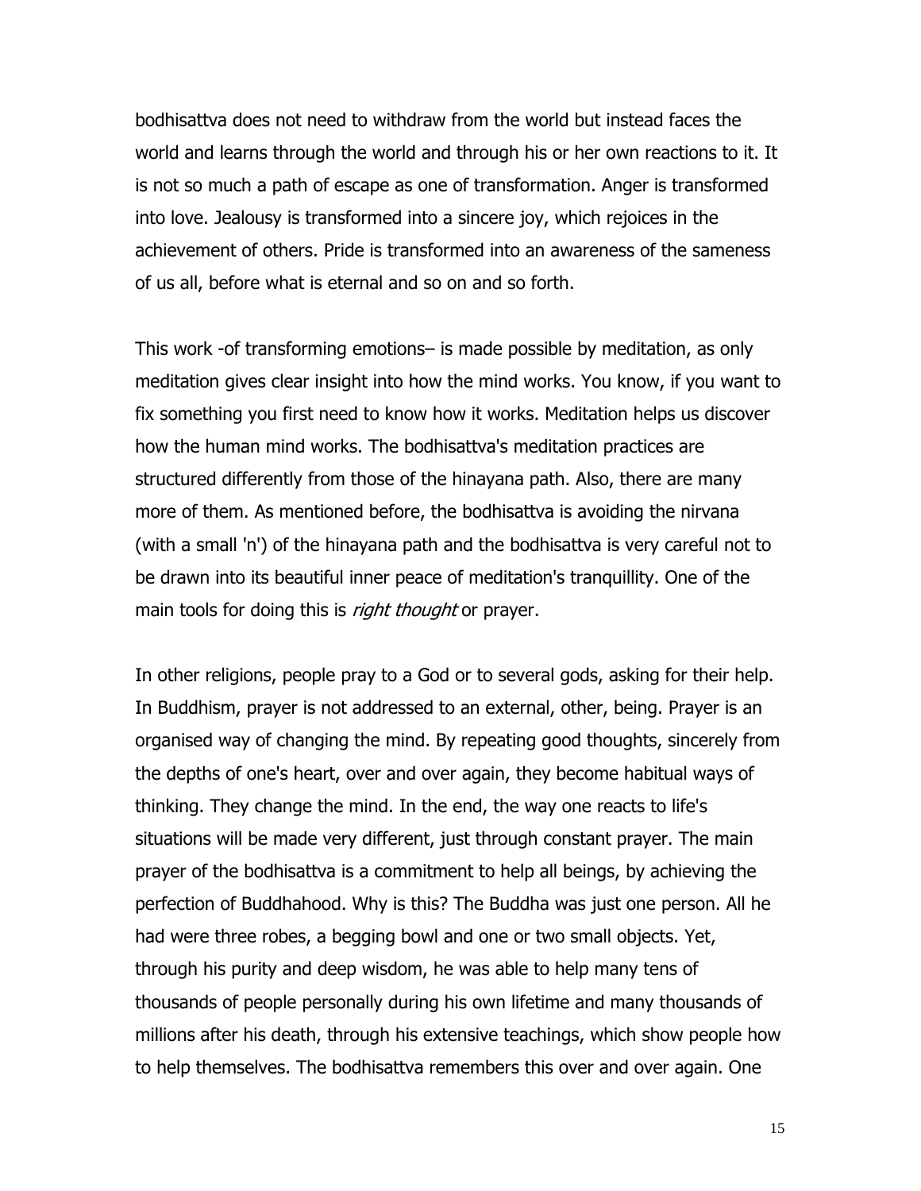bodhisattva does not need to withdraw from the world but instead faces the world and learns through the world and through his or her own reactions to it. It is not so much a path of escape as one of transformation. Anger is transformed into love. Jealousy is transformed into a sincere joy, which rejoices in the achievement of others. Pride is transformed into an awareness of the sameness of us all, before what is eternal and so on and so forth.

This work -of transforming emotions– is made possible by meditation, as only meditation gives clear insight into how the mind works. You know, if you want to fix something you first need to know how it works. Meditation helps us discover how the human mind works. The bodhisattva's meditation practices are structured differently from those of the hinayana path. Also, there are many more of them. As mentioned before, the bodhisattva is avoiding the nirvana (with a small 'n') of the hinayana path and the bodhisattva is very careful not to be drawn into its beautiful inner peace of meditation's tranquillity. One of the main tools for doing this is *right thought* or prayer.

In other religions, people pray to a God or to several gods, asking for their help. In Buddhism, prayer is not addressed to an external, other, being. Prayer is an organised way of changing the mind. By repeating good thoughts, sincerely from the depths of one's heart, over and over again, they become habitual ways of thinking. They change the mind. In the end, the way one reacts to life's situations will be made very different, just through constant prayer. The main prayer of the bodhisattva is a commitment to help all beings, by achieving the perfection of Buddhahood. Why is this? The Buddha was just one person. All he had were three robes, a begging bowl and one or two small objects. Yet, through his purity and deep wisdom, he was able to help many tens of thousands of people personally during his own lifetime and many thousands of millions after his death, through his extensive teachings, which show people how to help themselves. The bodhisattva remembers this over and over again. One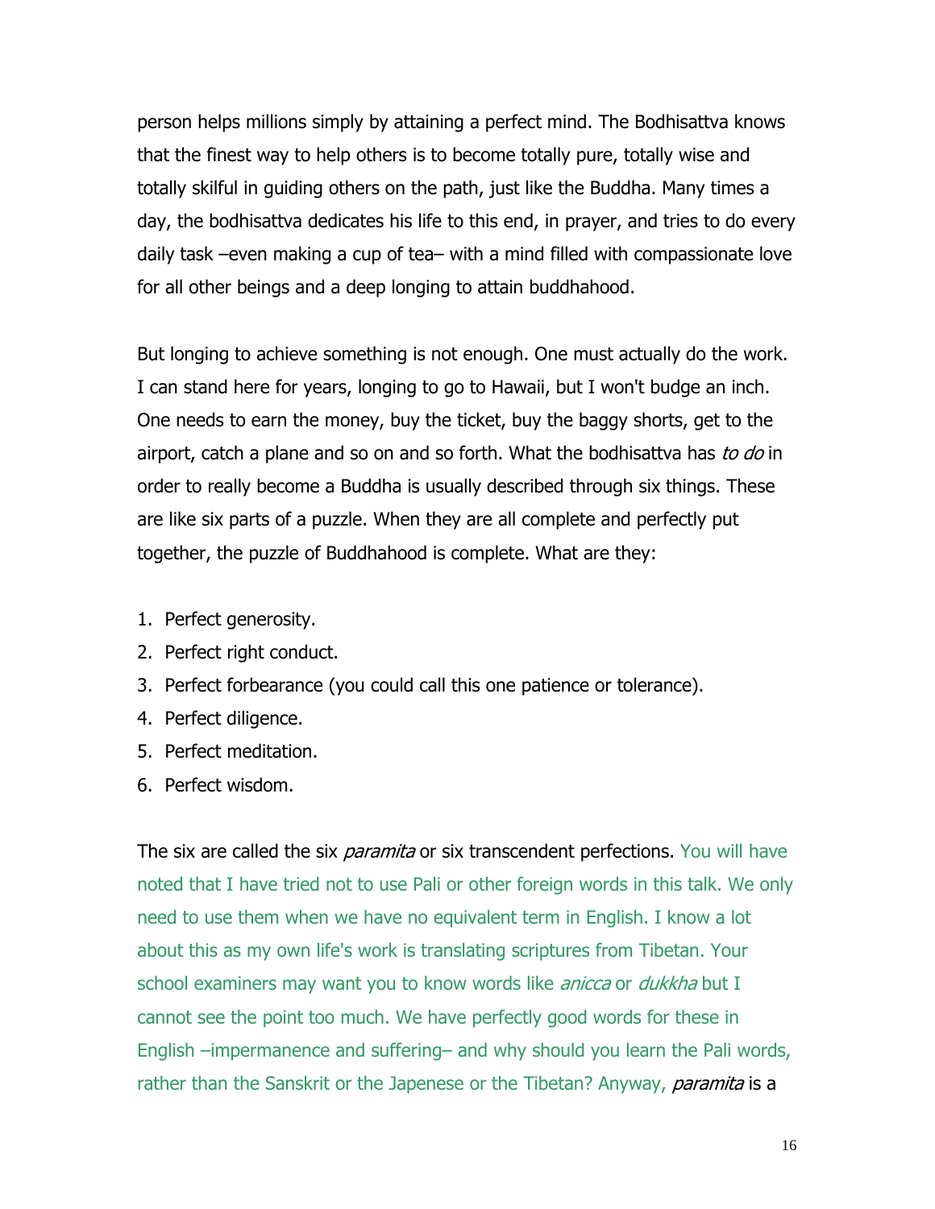person helps millions simply by attaining a perfect mind. The Bodhisattva knows that the finest way to help others is to become totally pure, totally wise and totally skilful in guiding others on the path, just like the Buddha. Many times a day, the bodhisattva dedicates his life to this end, in prayer, and tries to do every daily task –even making a cup of tea– with a mind filled with compassionate love for all other beings and a deep longing to attain buddhahood.

But longing to achieve something is not enough. One must actually do the work. I can stand here for years, longing to go to Hawaii, but I won't budge an inch. One needs to earn the money, buy the ticket, buy the baggy shorts, get to the airport, catch a plane and so on and so forth. What the bodhisattva has *to do* in order to really become a Buddha is usually described through six things. These are like six parts of a puzzle. When they are all complete and perfectly put together, the puzzle of Buddhahood is complete. What are they:

1. Perfect generosity.
2. Perfect right conduct.
3. Perfect forbearance (you could call this one patience or tolerance).
4. Perfect diligence.
5. Perfect meditation.
6. Perfect wisdom.

The six are called the six *paramita* or six transcendent perfections. You will have noted that I have tried not to use Pali or other foreign words in this talk. We only need to use them when we have no equivalent term in English. I know a lot about this as my own life's work is translating scriptures from Tibetan. Your school examiners may want you to know words like *anicca* or *dukkha* but I cannot see the point too much. We have perfectly good words for these in English –impermanence and suffering– and why should you learn the Pali words, rather than the Sanskrit or the Japenese or the Tibetan? Anyway, *paramita* is a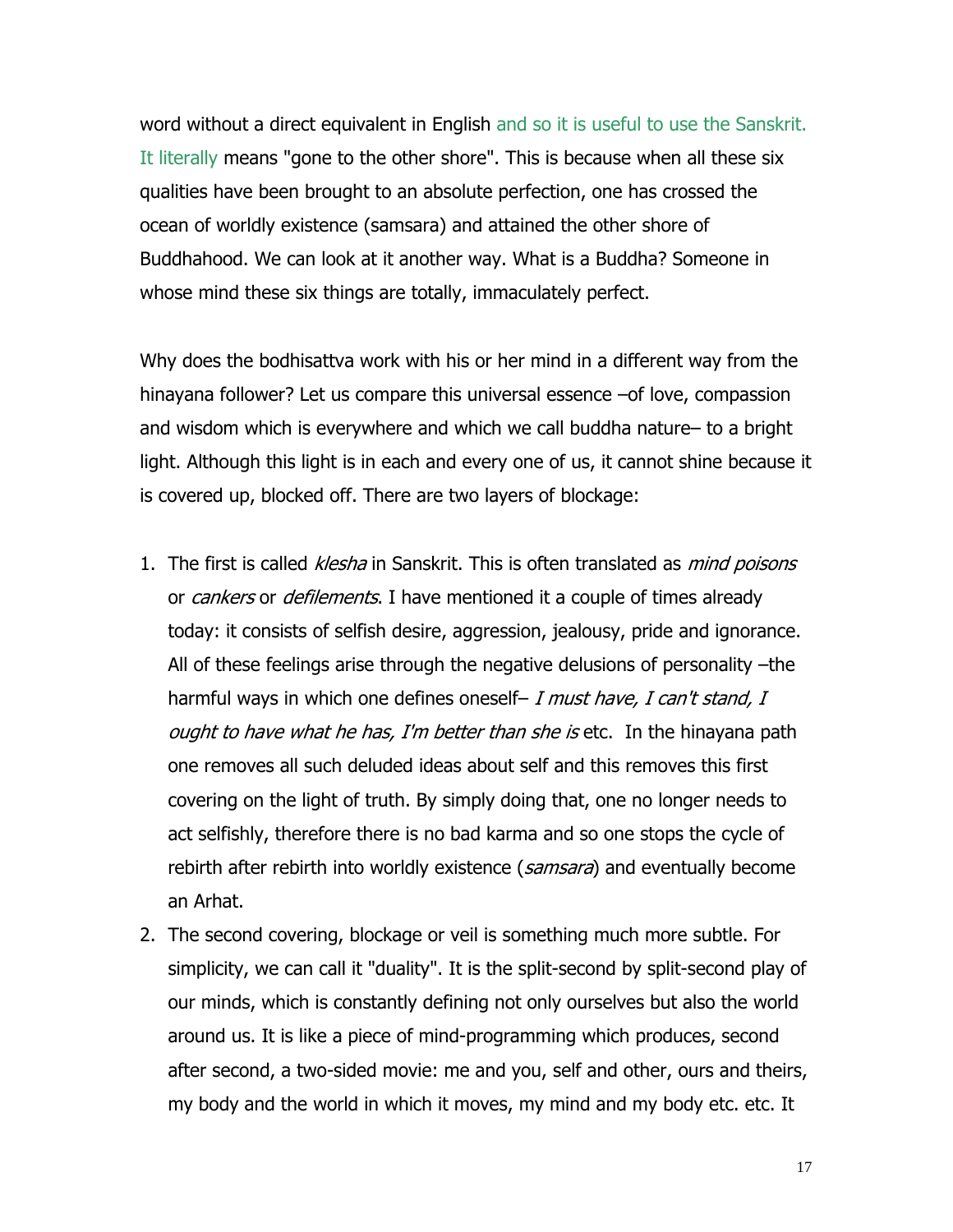word without a direct equivalent in English and so it is useful to use the Sanskrit. It literally means "gone to the other shore". This is because when all these six qualities have been brought to an absolute perfection, one has crossed the ocean of worldly existence (samsara) and attained the other shore of Buddhahood. We can look at it another way. What is a Buddha? Someone in whose mind these six things are totally, immaculately perfect.

Why does the bodhisattva work with his or her mind in a different way from the hinayana follower? Let us compare this universal essence –of love, compassion and wisdom which is everywhere and which we call buddha nature– to a bright light. Although this light is in each and every one of us, it cannot shine because it is covered up, blocked off. There are two layers of blockage:

1. The first is called *klesha* in Sanskrit. This is often translated as *mind poisons* or *cankers* or *defilements*. I have mentioned it a couple of times already today: it consists of selfish desire, aggression, jealousy, pride and ignorance. All of these feelings arise through the negative delusions of personality –the harmful ways in which one defines oneself– *I must have, I can't stand, I ought to have what he has, I'm better than she is* etc. In the hinayana path one removes all such deluded ideas about self and this removes this first covering on the light of truth. By simply doing that, one no longer needs to act selfishly, therefore there is no bad karma and so one stops the cycle of rebirth after rebirth into worldly existence (*samsara*) and eventually become an Arhat.
2. The second covering, blockage or veil is something much more subtle. For simplicity, we can call it "duality". It is the split-second by split-second play of our minds, which is constantly defining not only ourselves but also the world around us. It is like a piece of mind-programming which produces, second after second, a two-sided movie: me and you, self and other, ours and theirs, my body and the world in which it moves, my mind and my body etc. etc. It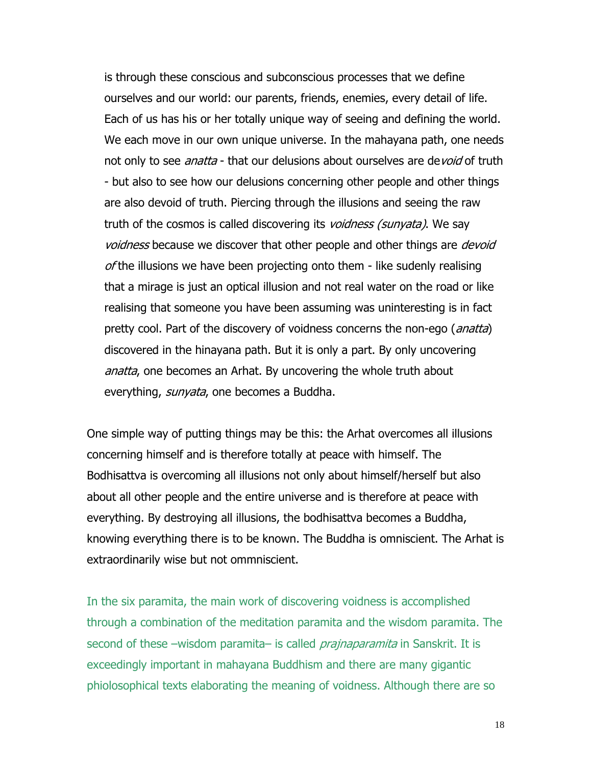is through these conscious and subconscious processes that we define ourselves and our world: our parents, friends, enemies, every detail of life. Each of us has his or her totally unique way of seeing and defining the world. We each move in our own unique universe. In the mahayana path, one needs not only to see *anatta* - that our delusions about ourselves are de*void* of truth - but also to see how our delusions concerning other people and other things are also devoid of truth. Piercing through the illusions and seeing the raw truth of the cosmos is called discovering its *voidness (sunyata)*. We say *voidness* because we discover that other people and other things are *devoid of* the illusions we have been projecting onto them - like sudenly realising that a mirage is just an optical illusion and not real water on the road or like realising that someone you have been assuming was uninteresting is in fact pretty cool. Part of the discovery of voidness concerns the non-ego (*anatta*) discovered in the hinayana path. But it is only a part. By only uncovering *anatta*, one becomes an Arhat. By uncovering the whole truth about everything, *sunyata*, one becomes a Buddha.

One simple way of putting things may be this: the Arhat overcomes all illusions concerning himself and is therefore totally at peace with himself. The Bodhisattva is overcoming all illusions not only about himself/herself but also about all other people and the entire universe and is therefore at peace with everything. By destroying all illusions, the bodhisattva becomes a Buddha, knowing everything there is to be known. The Buddha is omniscient. The Arhat is extraordinarily wise but not ommniscient.

In the six paramita, the main work of discovering voidness is accomplished through a combination of the meditation paramita and the wisdom paramita. The second of these –wisdom paramita– is called *prajnaparamita* in Sanskrit. It is exceedingly important in mahayana Buddhism and there are many gigantic phiolosophical texts elaborating the meaning of voidness. Although there are so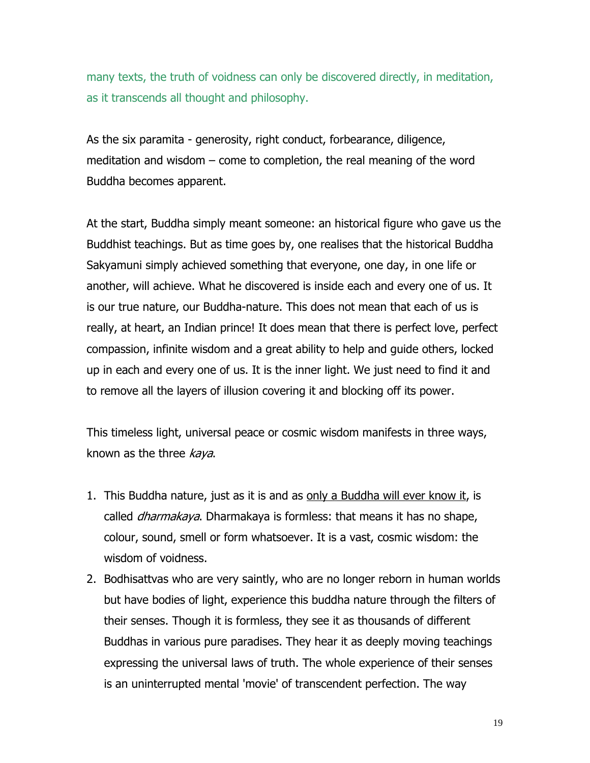many texts, the truth of voidness can only be discovered directly, in meditation, as it transcends all thought and philosophy.

As the six paramita - generosity, right conduct, forbearance, diligence, meditation and wisdom – come to completion, the real meaning of the word Buddha becomes apparent.

At the start, Buddha simply meant someone: an historical figure who gave us the Buddhist teachings. But as time goes by, one realises that the historical Buddha Sakyamuni simply achieved something that everyone, one day, in one life or another, will achieve. What he discovered is inside each and every one of us. It is our true nature, our Buddha-nature. This does not mean that each of us is really, at heart, an Indian prince! It does mean that there is perfect love, perfect compassion, infinite wisdom and a great ability to help and guide others, locked up in each and every one of us. It is the inner light. We just need to find it and to remove all the layers of illusion covering it and blocking off its power.

This timeless light, universal peace or cosmic wisdom manifests in three ways, known as the three *kaya*.

1. This Buddha nature, just as it is and as <u>only a Buddha will ever know it</u>, is called *dharmakaya*. Dharmakaya is formless: that means it has no shape, colour, sound, smell or form whatsoever. It is a vast, cosmic wisdom: the wisdom of voidness.
2. Bodhisattvas who are very saintly, who are no longer reborn in human worlds but have bodies of light, experience this buddha nature through the filters of their senses. Though it is formless, they see it as thousands of different Buddhas in various pure paradises. They hear it as deeply moving teachings expressing the universal laws of truth. The whole experience of their senses is an uninterrupted mental 'movie' of transcendent perfection. The way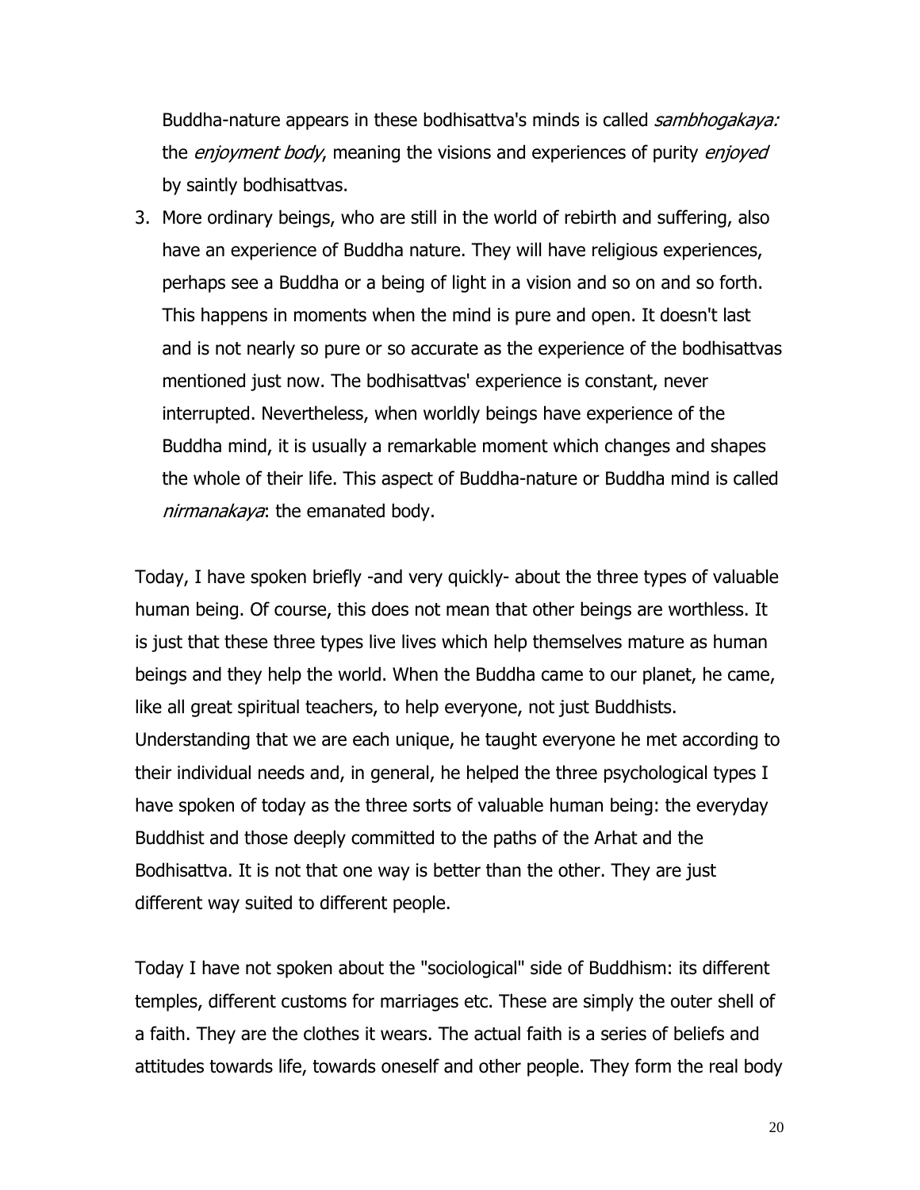Buddha-nature appears in these bodhisattva's minds is called *sambhogakaya:* the *enjoyment body*, meaning the visions and experiences of purity *enjoyed* by saintly bodhisattvas.

3. More ordinary beings, who are still in the world of rebirth and suffering, also have an experience of Buddha nature. They will have religious experiences, perhaps see a Buddha or a being of light in a vision and so on and so forth. This happens in moments when the mind is pure and open. It doesn't last and is not nearly so pure or so accurate as the experience of the bodhisattvas mentioned just now. The bodhisattvas' experience is constant, never interrupted. Nevertheless, when worldly beings have experience of the Buddha mind, it is usually a remarkable moment which changes and shapes the whole of their life. This aspect of Buddha-nature or Buddha mind is called *nirmanakaya*: the emanated body.

Today, I have spoken briefly -and very quickly- about the three types of valuable human being. Of course, this does not mean that other beings are worthless. It is just that these three types live lives which help themselves mature as human beings and they help the world. When the Buddha came to our planet, he came, like all great spiritual teachers, to help everyone, not just Buddhists. Understanding that we are each unique, he taught everyone he met according to their individual needs and, in general, he helped the three psychological types I have spoken of today as the three sorts of valuable human being: the everyday Buddhist and those deeply committed to the paths of the Arhat and the Bodhisattva. It is not that one way is better than the other. They are just different way suited to different people.

Today I have not spoken about the "sociological" side of Buddhism: its different temples, different customs for marriages etc. These are simply the outer shell of a faith. They are the clothes it wears. The actual faith is a series of beliefs and attitudes towards life, towards oneself and other people. They form the real body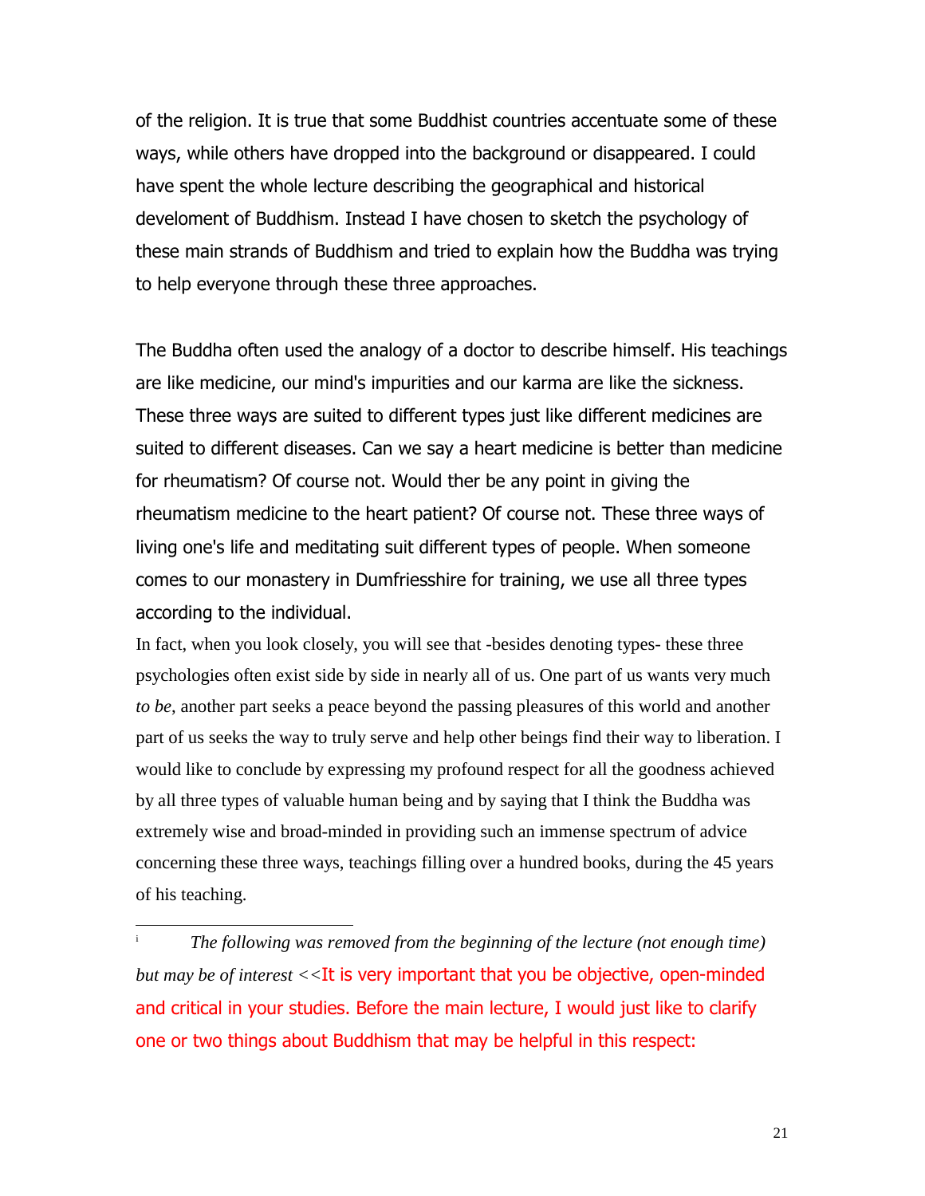of the religion. It is true that some Buddhist countries accentuate some of these ways, while others have dropped into the background or disappeared. I could have spent the whole lecture describing the geographical and historical develoment of Buddhism. Instead I have chosen to sketch the psychology of these main strands of Buddhism and tried to explain how the Buddha was trying to help everyone through these three approaches.

The Buddha often used the analogy of a doctor to describe himself. His teachings are like medicine, our mind's impurities and our karma are like the sickness. These three ways are suited to different types just like different medicines are suited to different diseases. Can we say a heart medicine is better than medicine for rheumatism? Of course not. Would ther be any point in giving the rheumatism medicine to the heart patient? Of course not. These three ways of living one's life and meditating suit different types of people. When someone comes to our monastery in Dumfriesshire for training, we use all three types according to the individual.

In fact, when you look closely, you will see that -besides denoting types- these three psychologies often exist side by side in nearly all of us. One part of us wants very much *to be*, another part seeks a peace beyond the passing pleasures of this world and another part of us seeks the way to truly serve and help other beings find their way to liberation. I would like to conclude by expressing my profound respect for all the goodness achieved by all three types of valuable human being and by saying that I think the Buddha was extremely wise and broad-minded in providing such an immense spectrum of advice concerning these three ways, teachings filling over a hundred books, during the 45 years of his teaching.

---

[i] *The following was removed from the beginning of the lecture (not enough time) but may be of interest* <<It is very important that you be objective, open-minded and critical in your studies. Before the main lecture, I would just like to clarify one or two things about Buddhism that may be helpful in this respect: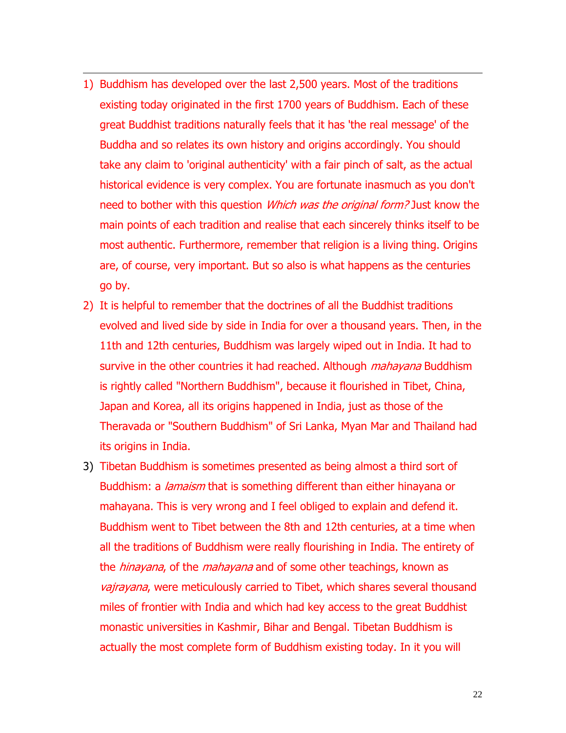1) Buddhism has developed over the last 2,500 years. Most of the traditions existing today originated in the first 1700 years of Buddhism. Each of these great Buddhist traditions naturally feels that it has 'the real message' of the Buddha and so relates its own history and origins accordingly. You should take any claim to 'original authenticity' with a fair pinch of salt, as the actual historical evidence is very complex. You are fortunate inasmuch as you don't need to bother with this question *Which was the original form?* Just know the main points of each tradition and realise that each sincerely thinks itself to be most authentic. Furthermore, remember that religion is a living thing. Origins are, of course, very important. But so also is what happens as the centuries go by.
2) It is helpful to remember that the doctrines of all the Buddhist traditions evolved and lived side by side in India for over a thousand years. Then, in the 11th and 12th centuries, Buddhism was largely wiped out in India. It had to survive in the other countries it had reached. Although *mahayana* Buddhism is rightly called "Northern Buddhism", because it flourished in Tibet, China, Japan and Korea, all its origins happened in India, just as those of the Theravada or "Southern Buddhism" of Sri Lanka, Myan Mar and Thailand had its origins in India.
3) Tibetan Buddhism is sometimes presented as being almost a third sort of Buddhism: a *lamaism* that is something different than either hinayana or mahayana. This is very wrong and I feel obliged to explain and defend it. Buddhism went to Tibet between the 8th and 12th centuries, at a time when all the traditions of Buddhism were really flourishing in India. The entirety of the *hinayana*, of the *mahayana* and of some other teachings, known as *vajrayana*, were meticulously carried to Tibet, which shares several thousand miles of frontier with India and which had key access to the great Buddhist monastic universities in Kashmir, Bihar and Bengal. Tibetan Buddhism is actually the most complete form of Buddhism existing today. In it you will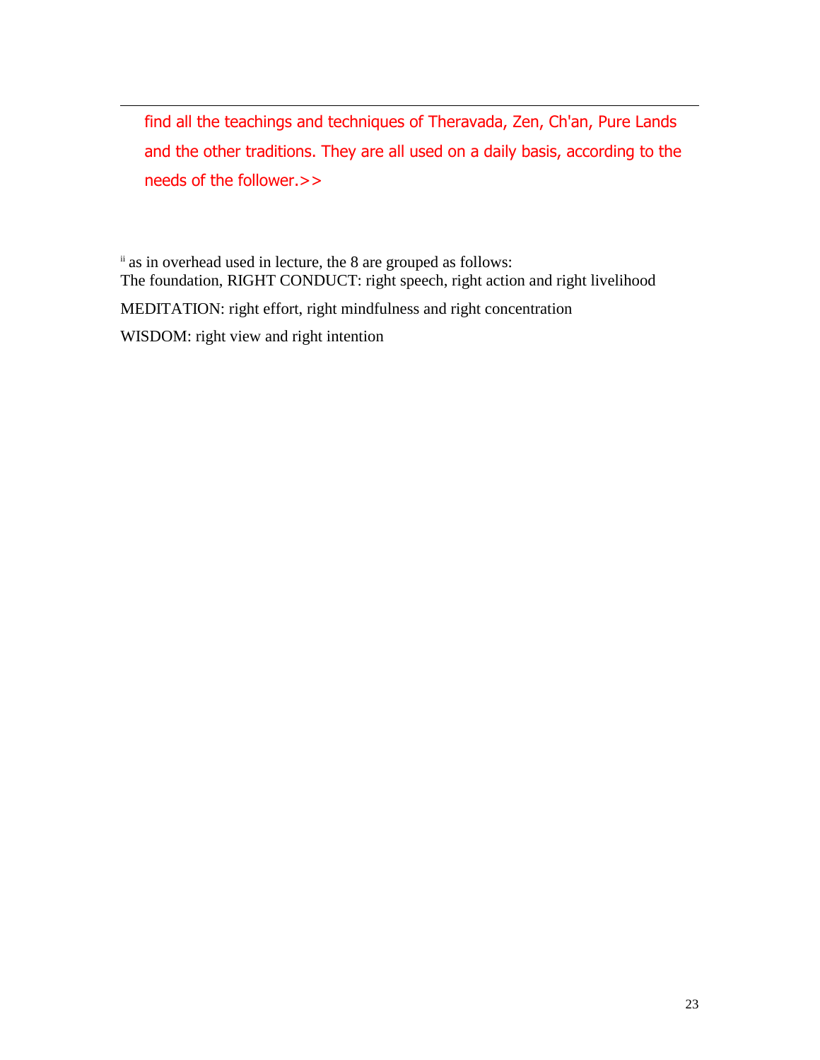find all the teachings and techniques of Theravada, Zen, Ch'an, Pure Lands and the other traditions. They are all used on a daily basis, according to the needs of the follower.>>

---

[ii] as in overhead used in lecture, the 8 are grouped as follows:
The foundation, RIGHT CONDUCT: right speech, right action and right livelihood

MEDITATION: right effort, right mindfulness and right concentration

WISDOM: right view and right intention